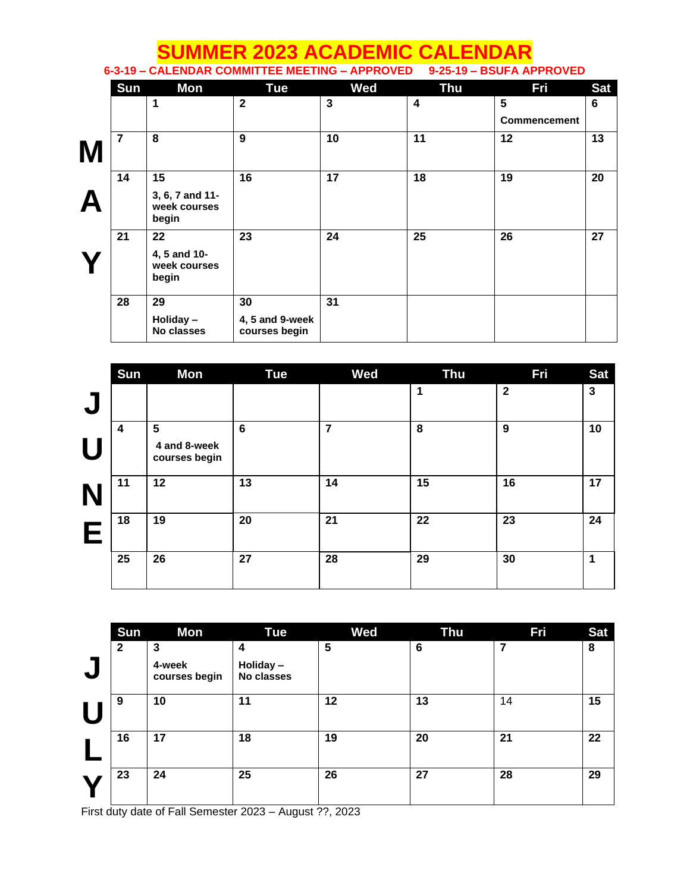# SUMMER 2023 ACADEMIC CALENDAR

**6-3-19 – CALENDAR COMMITTEE MEETING – APPROVED 9-25-19 – BSUFA APPROVED**

## MAY

| Sun | Mon | Tue | Wed | Thu | Fri | Sat |
|---|---|---|---|---|---|---|
| | 1 | 2 | 3 | 4 | 5 Commencement | 6 |
| 7 | 8 | 9 | 10 | 11 | 12 | 13 |
| 14 | 15 3, 6, 7 and 11-week courses begin | 16 | 17 | 18 | 19 | 20 |
| 21 | 22 4, 5 and 10-week courses begin | 23 | 24 | 25 | 26 | 27 |
| 28 | 29 Holiday – No classes | 30 4, 5 and 9-week courses begin | 31 | | | |

## JUNE

| Sun | Mon | Tue | Wed | Thu | Fri | Sat |
|---|---|---|---|---|---|---|
| | | | | 1 | 2 | 3 |
| 4 | 5 4 and 8-week courses begin | 6 | 7 | 8 | 9 | 10 |
| 11 | 12 | 13 | 14 | 15 | 16 | 17 |
| 18 | 19 | 20 | 21 | 22 | 23 | 24 |
| 25 | 26 | 27 | 28 | 29 | 30 | 1 |

## JULY

| Sun | Mon | Tue | Wed | Thu | Fri | Sat |
|---|---|---|---|---|---|---|
| 2 | 3 4-week courses begin | 4 Holiday – No classes | 5 | 6 | 7 | 8 |
| 9 | 10 | 11 | 12 | 13 | 14 | 15 |
| 16 | 17 | 18 | 19 | 20 | 21 | 22 |
| 23 | 24 | 25 | 26 | 27 | 28 | 29 |

First duty date of Fall Semester 2023 – August ??, 2023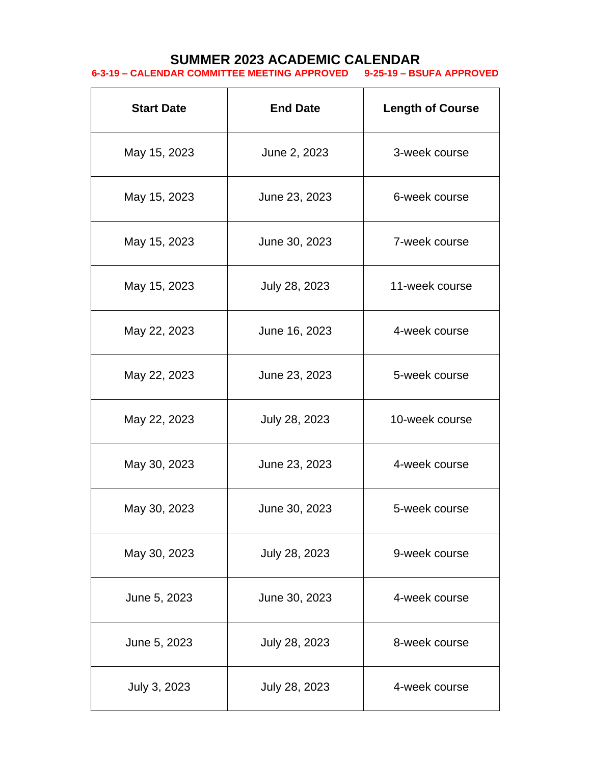# SUMMER 2023 ACADEMIC CALENDAR

**6-3-19 – CALENDAR COMMITTEE MEETING APPROVED 9-25-19 – BSUFA APPROVED**

| Start Date | End Date | Length of Course |
|---|---|---|
| May 15, 2023 | June 2, 2023 | 3-week course |
| May 15, 2023 | June 23, 2023 | 6-week course |
| May 15, 2023 | June 30, 2023 | 7-week course |
| May 15, 2023 | July 28, 2023 | 11-week course |
| May 22, 2023 | June 16, 2023 | 4-week course |
| May 22, 2023 | June 23, 2023 | 5-week course |
| May 22, 2023 | July 28, 2023 | 10-week course |
| May 30, 2023 | June 23, 2023 | 4-week course |
| May 30, 2023 | June 30, 2023 | 5-week course |
| May 30, 2023 | July 28, 2023 | 9-week course |
| June 5, 2023 | June 30, 2023 | 4-week course |
| June 5, 2023 | July 28, 2023 | 8-week course |
| July 3, 2023 | July 28, 2023 | 4-week course |